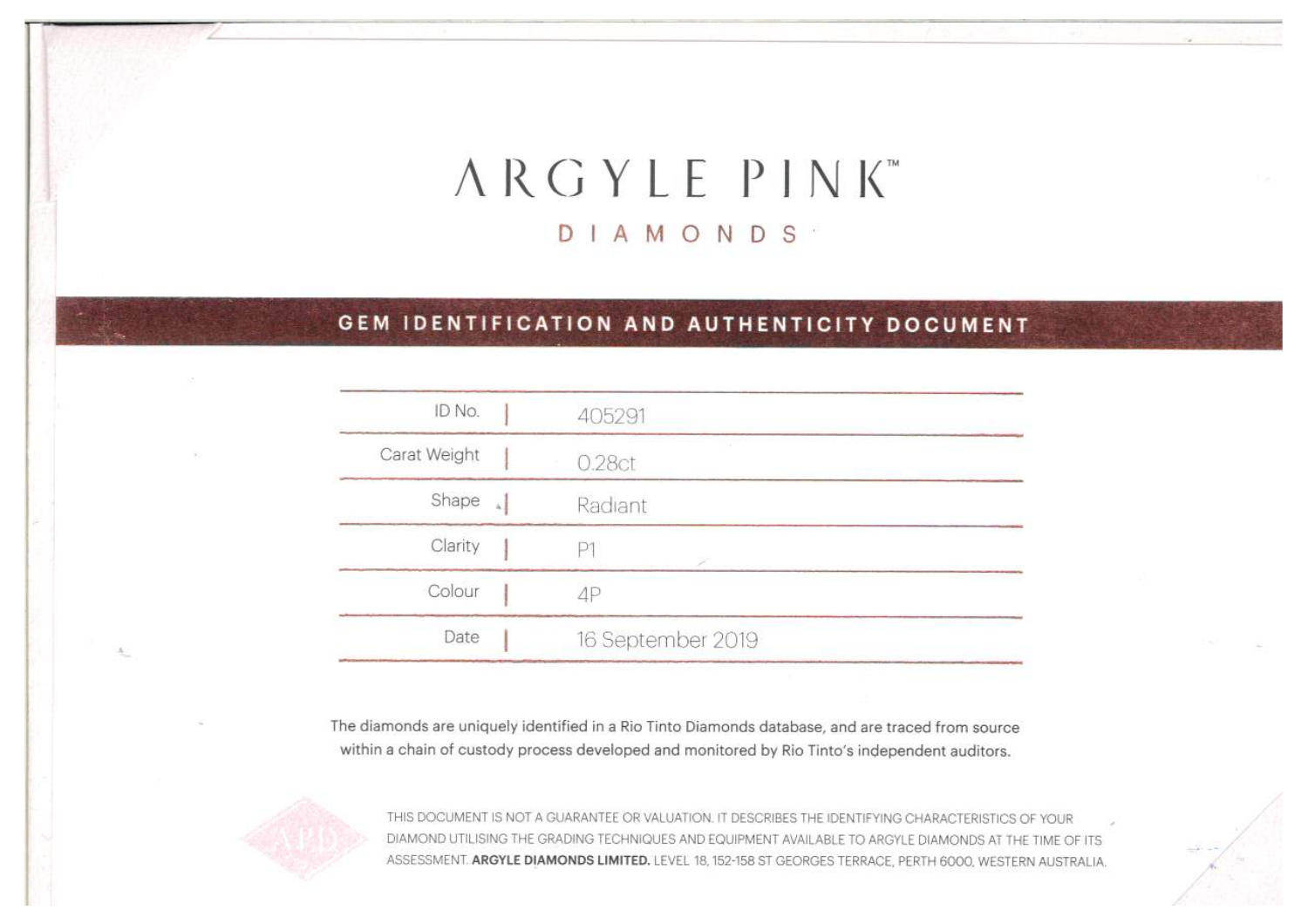# ARGYLE PINK™

## DIAMONDS

## GEM IDENTIFICATION AND AUTHENTICITY DOCUMENT

| | |
|---|---|
| ID No. | 405291 |
| Carat Weight | 0.28ct |
| Shape | Radiant |
| Clarity | P1 |
| Colour | 4P |
| Date | 16 September 2019 |

The diamonds are uniquely identified in a Rio Tinto Diamonds database, and are traced from source within a chain of custody process developed and monitored by Rio Tinto's independent auditors.

THIS DOCUMENT IS NOT A GUARANTEE OR VALUATION. IT DESCRIBES THE IDENTIFYING CHARACTERISTICS OF YOUR DIAMOND UTILISING THE GRADING TECHNIQUES AND EQUIPMENT AVAILABLE TO ARGYLE DIAMONDS AT THE TIME OF ITS ASSESSMENT. **ARGYLE DIAMONDS LIMITED.** LEVEL 18, 152-158 ST GEORGES TERRACE, PERTH 6000, WESTERN AUSTRALIA.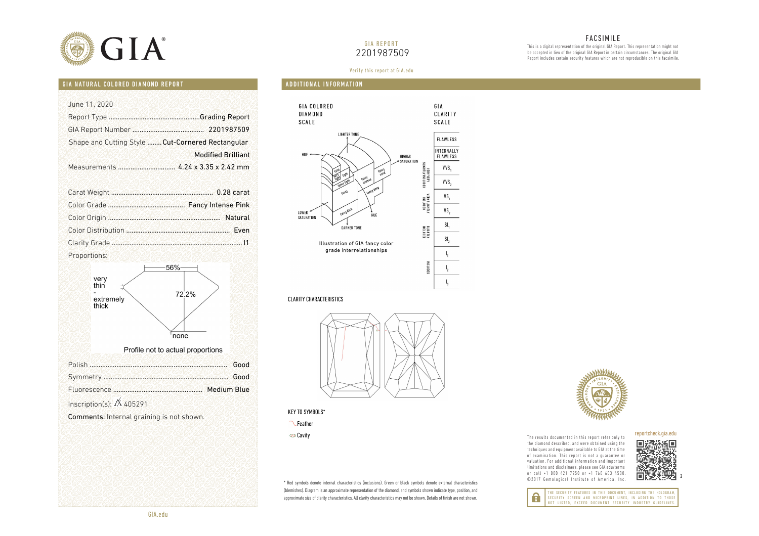# GIA

GIA REPORT
2201987509

Verify this report at GIA.edu

FACSIMILE

This is a digital representation of the original GIA Report. This representation might not be accepted in lieu of the original GIA Report in certain circumstances. The original GIA Report includes certain security features which are not reproducible on this facsimile.

## GIA NATURAL COLORED DIAMOND REPORT

June 11, 2020

| | |
|---|---|
| Report Type | Grading Report |
| GIA Report Number | 2201987509 |
| Shape and Cutting Style | Cut-Cornered Rectangular Modified Brilliant |
| Measurements | 4.24 x 3.35 x 2.42 mm |
| Carat Weight | 0.28 carat |
| Color Grade | Fancy Intense Pink |
| Color Origin | Natural |
| Color Distribution | Even |
| Clarity Grade | I1 |

Proportions:

56%
very thin - extremely thick
72.2%
none

Profile not to actual proportions

| | |
|---|---|
| Polish | Good |
| Symmetry | Good |
| Fluorescence | Medium Blue |

Inscription(s): GIA 405291

**Comments:** Internal graining is not shown.

GIA.edu

## ADDITIONAL INFORMATION

GIA COLORED DIAMOND SCALE

LIGHTER TONE
HUE
HIGHER SATURATION
faint
very light
light
fancy light
fancy
fancy intense
fancy vivid
fancy deep
fancy dark
LOWER SATURATION
HUE
DARKER TONE

Illustration of GIA fancy color grade interrelationships

GIA CLARITY SCALE

FLAWLESS
INTERNALLY FLAWLESS
VERY VERY SLIGHTLY INCLUDED: $VVS_1$, $VVS_2$
VERY SLIGHTLY INCLUDED: $VS_1$, $VS_2$
SLIGHTLY INCLUDED: $SI_1$, $SI_2$
INCLUDED: $I_1$, $I_2$, $I_3$

CLARITY CHARACTERISTICS

KEY TO SYMBOLS*

- Feather
- Cavity

\* Red symbols denote internal characteristics (inclusions). Green or black symbols denote external characteristics (blemishes). Diagram is an approximate representation of the diamond, and symbols shown indicate type, position, and approximate size of clarity characteristics. All clarity characteristics may not be shown. Details of finish are not shown.

The results documented in this report refer only to the diamond described, and were obtained using the techniques and equipment available to GIA at the time of examination. This report is not a guarantee or valuation. For additional information and important limitations and disclaimers, please see GIA.edu/terms or call +1 800 421 7250 or +1 760 603 4500. ©2017 Gemological Institute of America, Inc.

reportcheck.gia.edu

THE SECURITY FEATURES IN THIS DOCUMENT, INCLUDING THE HOLOGRAM, SECURITY SCREEN AND MICROPRINT LINES, IN ADDITION TO THOSE NOT LISTED, EXCEED DOCUMENT SECURITY INDUSTRY GUIDELINES.